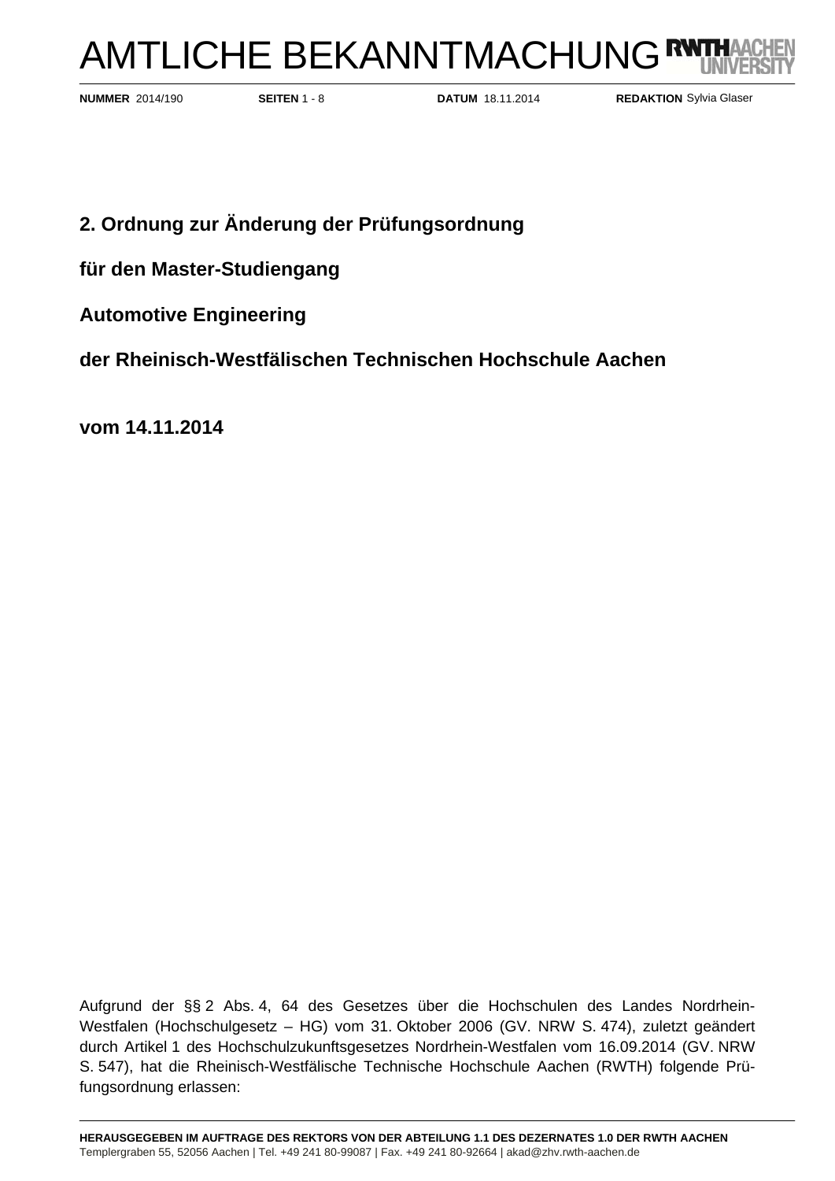# AMTLICHE BEKANNTMACHUNG

**NUMMER** 2014/190 **SEITEN** 1 - 8 **DATUM** 18.11.2014 **REDAKTION** Sylvia Glaser

## 2. Ordnung zur Änderung der Prüfungsordnung

## für den Master-Studiengang

## Automotive Engineering

## der Rheinisch-Westfälischen Technischen Hochschule Aachen

## vom 14.11.2014

Aufgrund der §§ 2 Abs. 4, 64 des Gesetzes über die Hochschulen des Landes Nordrhein-Westfalen (Hochschulgesetz – HG) vom 31. Oktober 2006 (GV. NRW S. 474), zuletzt geändert durch Artikel 1 des Hochschulzukunftsgesetzes Nordrhein-Westfalen vom 16.09.2014 (GV. NRW S. 547), hat die Rheinisch-Westfälische Technische Hochschule Aachen (RWTH) folgende Prüfungsordnung erlassen:

**HERAUSGEGEBEN IM AUFTRAGE DES REKTORS VON DER ABTEILUNG 1.1 DES DEZERNATES 1.0 DER RWTH AACHEN**
Templergraben 55, 52056 Aachen | Tel. +49 241 80-99087 | Fax. +49 241 80-92664 | akad@zhv.rwth-aachen.de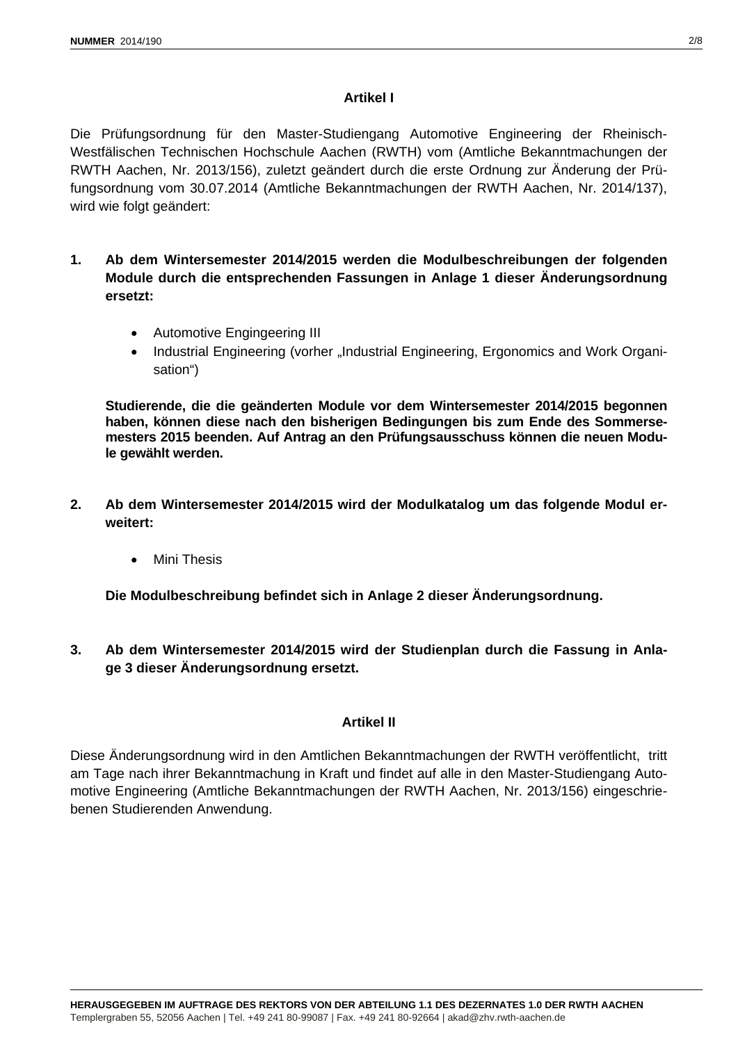## Artikel I

Die Prüfungsordnung für den Master-Studiengang Automotive Engineering der Rheinisch-Westfälischen Technischen Hochschule Aachen (RWTH) vom (Amtliche Bekanntmachungen der RWTH Aachen, Nr. 2013/156), zuletzt geändert durch die erste Ordnung zur Änderung der Prüfungsordnung vom 30.07.2014 (Amtliche Bekanntmachungen der RWTH Aachen, Nr. 2014/137), wird wie folgt geändert:

1. **Ab dem Wintersemester 2014/2015 werden die Modulbeschreibungen der folgenden Module durch die entsprechenden Fassungen in Anlage 1 dieser Änderungsordnung ersetzt:**

   - Automotive Engingeering III
   - Industrial Engineering (vorher „Industrial Engineering, Ergonomics and Work Organisation")

   **Studierende, die die geänderten Module vor dem Wintersemester 2014/2015 begonnen haben, können diese nach den bisherigen Bedingungen bis zum Ende des Sommersemesters 2015 beenden. Auf Antrag an den Prüfungsausschuss können die neuen Module gewählt werden.**

2. **Ab dem Wintersemester 2014/2015 wird der Modulkatalog um das folgende Modul erweitert:**

   - Mini Thesis

   **Die Modulbeschreibung befindet sich in Anlage 2 dieser Änderungsordnung.**

3. **Ab dem Wintersemester 2014/2015 wird der Studienplan durch die Fassung in Anlage 3 dieser Änderungsordnung ersetzt.**

## Artikel II

Diese Änderungsordnung wird in den Amtlichen Bekanntmachungen der RWTH veröffentlicht, tritt am Tage nach ihrer Bekanntmachung in Kraft und findet auf alle in den Master-Studiengang Automotive Engineering (Amtliche Bekanntmachungen der RWTH Aachen, Nr. 2013/156) eingeschriebenen Studierenden Anwendung.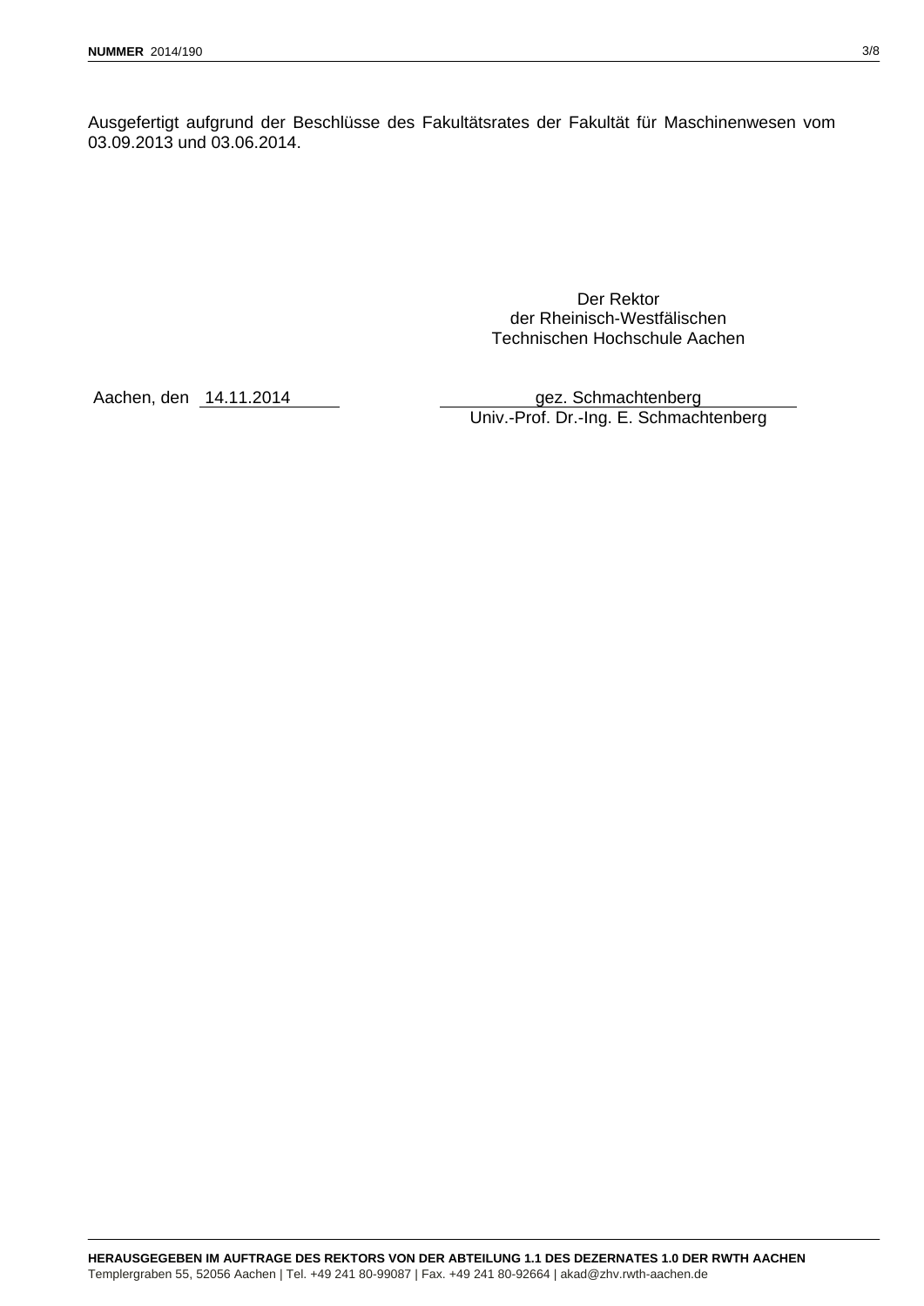Ausgefertigt aufgrund der Beschlüsse des Fakultätsrates der Fakultät für Maschinenwesen vom 03.09.2013 und 03.06.2014.

Der Rektor  
der Rheinisch-Westfälischen  
Technischen Hochschule Aachen

Aachen, den 14.11.2014

gez. Schmachtenberg  
Univ.-Prof. Dr.-Ing. E. Schmachtenberg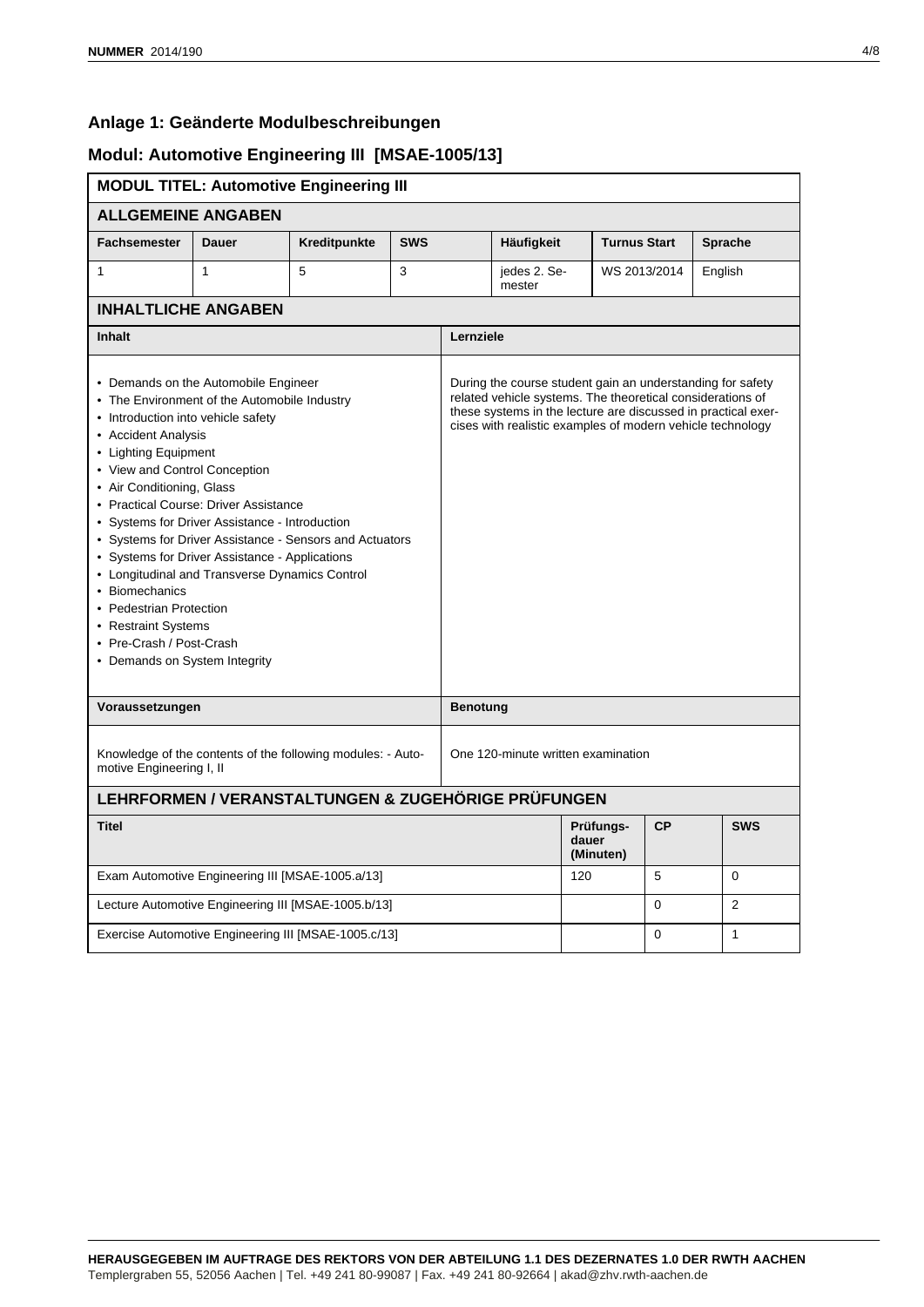## Anlage 1: Geänderte Modulbeschreibungen

## Modul: Automotive Engineering III [MSAE-1005/13]

**MODUL TITEL: Automotive Engineering III**

**ALLGEMEINE ANGABEN**

| Fachsemester | Dauer | Kreditpunkte | SWS | Häufigkeit | Turnus Start | Sprache |
|---|---|---|---|---|---|---|
| 1 | 1 | 5 | 3 | jedes 2. Semester | WS 2013/2014 | English |

**INHALTLICHE ANGABEN**

| Inhalt | Lernziele |
|---|---|
| • Demands on the Automobile Engineer<br>• The Environment of the Automobile Industry<br>• Introduction into vehicle safety<br>• Accident Analysis<br>• Lighting Equipment<br>• View and Control Conception<br>• Air Conditioning, Glass<br>• Practical Course: Driver Assistance<br>• Systems for Driver Assistance - Introduction<br>• Systems for Driver Assistance - Sensors and Actuators<br>• Systems for Driver Assistance - Applications<br>• Longitudinal and Transverse Dynamics Control<br>• Biomechanics<br>• Pedestrian Protection<br>• Restraint Systems<br>• Pre-Crash / Post-Crash<br>• Demands on System Integrity | During the course student gain an understanding for safety related vehicle systems. The theoretical considerations of these systems in the lecture are discussed in practical exercises with realistic examples of modern vehicle technology |

| Voraussetzungen | Benotung |
|---|---|
| Knowledge of the contents of the following modules: - Automotive Engineering I, II | One 120-minute written examination |

**LEHRFORMEN / VERANSTALTUNGEN & ZUGEHÖRIGE PRÜFUNGEN**

| Titel | Prüfungsdauer (Minuten) | CP | SWS |
|---|---|---|---|
| Exam Automotive Engineering III [MSAE-1005.a/13] | 120 | 5 | 0 |
| Lecture Automotive Engineering III [MSAE-1005.b/13] | | 0 | 2 |
| Exercise Automotive Engineering III [MSAE-1005.c/13] | | 0 | 1 |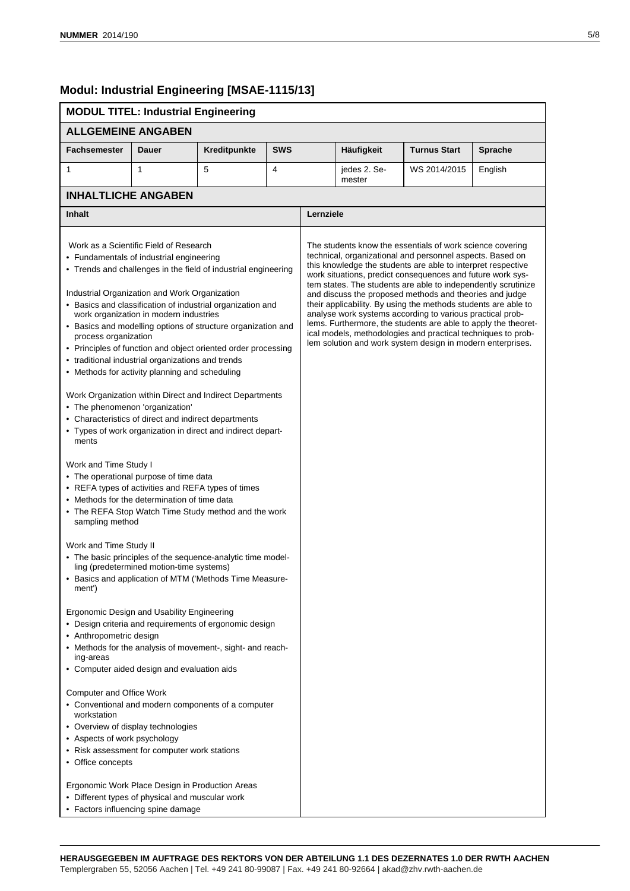## Modul: Industrial Engineering [MSAE-1115/13]

| MODUL TITEL: Industrial Engineering | | | | | | |
|---|---|---|---|---|---|---|
| **ALLGEMEINE ANGABEN** | | | | | | |
| **Fachsemester** | **Dauer** | **Kreditpunkte** | **SWS** | **Häufigkeit** | **Turnus Start** | **Sprache** |
| 1 | 1 | 5 | 4 | jedes 2. Semester | WS 2014/2015 | English |

**INHALTLICHE ANGABEN**

| Inhalt | Lernziele |
|---|---|
| Work as a Scientific Field of Research<br>• Fundamentals of industrial engineering<br>• Trends and challenges in the field of industrial engineering<br><br>Industrial Organization and Work Organization<br>• Basics and classification of industrial organization and work organization in modern industries<br>• Basics and modelling options of structure organization and process organization<br>• Principles of function and object oriented order processing<br>• traditional industrial organizations and trends<br>• Methods for activity planning and scheduling<br><br>Work Organization within Direct and Indirect Departments<br>• The phenomenon 'organization'<br>• Characteristics of direct and indirect departments<br>• Types of work organization in direct and indirect departments<br><br>Work and Time Study I<br>• The operational purpose of time data<br>• REFA types of activities and REFA types of times<br>• Methods for the determination of time data<br>• The REFA Stop Watch Time Study method and the work sampling method<br><br>Work and Time Study II<br>• The basic principles of the sequence-analytic time modelling (predetermined motion-time systems)<br>• Basics and application of MTM ('Methods Time Measurement')<br><br>Ergonomic Design and Usability Engineering<br>• Design criteria and requirements of ergonomic design<br>• Anthropometric design<br>• Methods for the analysis of movement-, sight- and reaching-areas<br>• Computer aided design and evaluation aids<br><br>Computer and Office Work<br>• Conventional and modern components of a computer workstation<br>• Overview of display technologies<br>• Aspects of work psychology<br>• Risk assessment for computer work stations<br>• Office concepts<br><br>Ergonomic Work Place Design in Production Areas<br>• Different types of physical and muscular work<br>• Factors influencing spine damage | The students know the essentials of work science covering technical, organizational and personnel aspects. Based on this knowledge the students are able to interpret respective work situations, predict consequences and future work system states. The students are able to independently scrutinize and discuss the proposed methods and theories and judge their applicability. By using the methods students are able to analyse work systems according to various practical problems. Furthermore, the students are able to apply the theoretical models, methodologies and practical techniques to problem solution and work system design in modern enterprises. |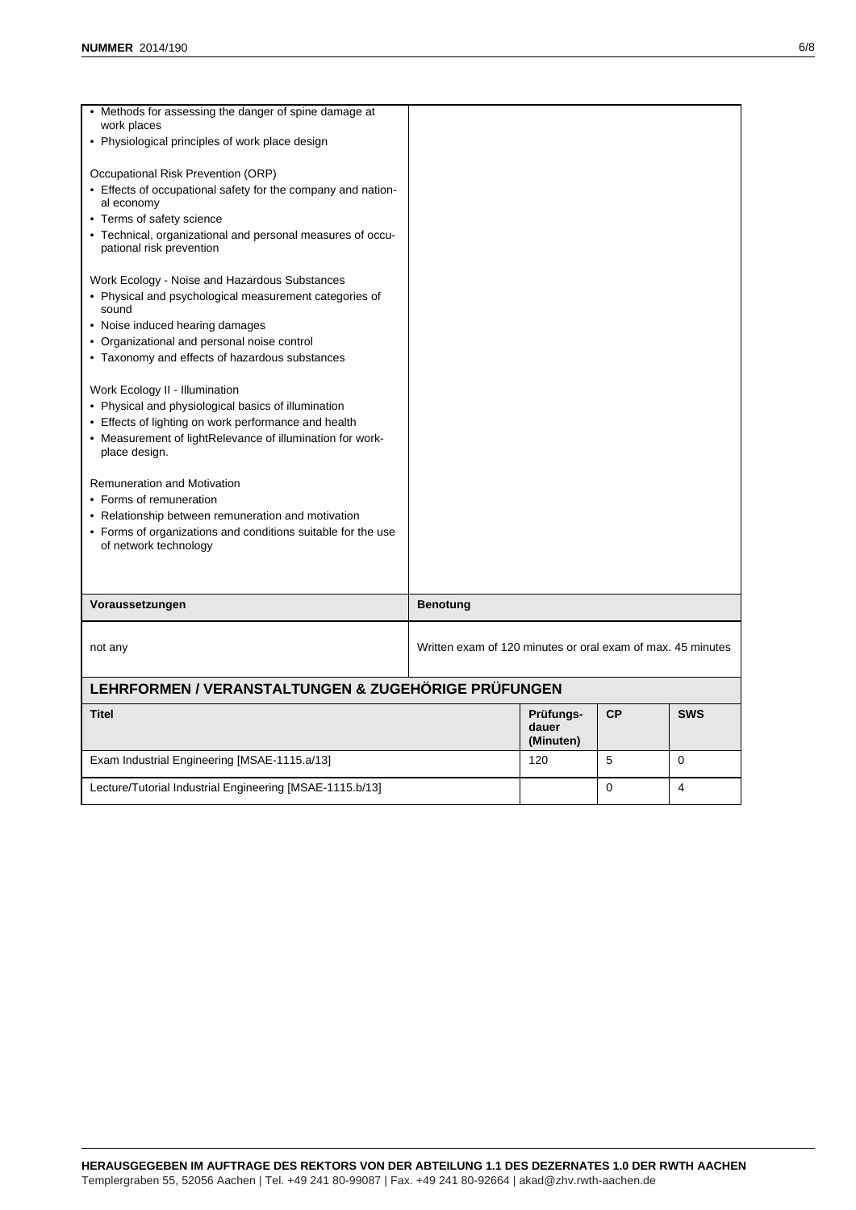- Methods for assessing the danger of spine damage at work places
- Physiological principles of work place design

Occupational Risk Prevention (ORP)
- Effects of occupational safety for the company and national economy
- Terms of safety science
- Technical, organizational and personal measures of occupational risk prevention

Work Ecology - Noise and Hazardous Substances
- Physical and psychological measurement categories of sound
- Noise induced hearing damages
- Organizational and personal noise control
- Taxonomy and effects of hazardous substances

Work Ecology II - Illumination
- Physical and physiological basics of illumination
- Effects of lighting on work performance and health
- Measurement of lightRelevance of illumination for workplace design.

Remuneration and Motivation
- Forms of remuneration
- Relationship between remuneration and motivation
- Forms of organizations and conditions suitable for the use of network technology

| Voraussetzungen | Benotung |
|---|---|
| not any | Written exam of 120 minutes or oral exam of max. 45 minutes |

## LEHRFORMEN / VERANSTALTUNGEN & ZUGEHÖRIGE PRÜFUNGEN

| Titel | Prüfungsdauer (Minuten) | CP | SWS |
|---|---|---|---|
| Exam Industrial Engineering [MSAE-1115.a/13] | 120 | 5 | 0 |
| Lecture/Tutorial Industrial Engineering [MSAE-1115.b/13] | | 0 | 4 |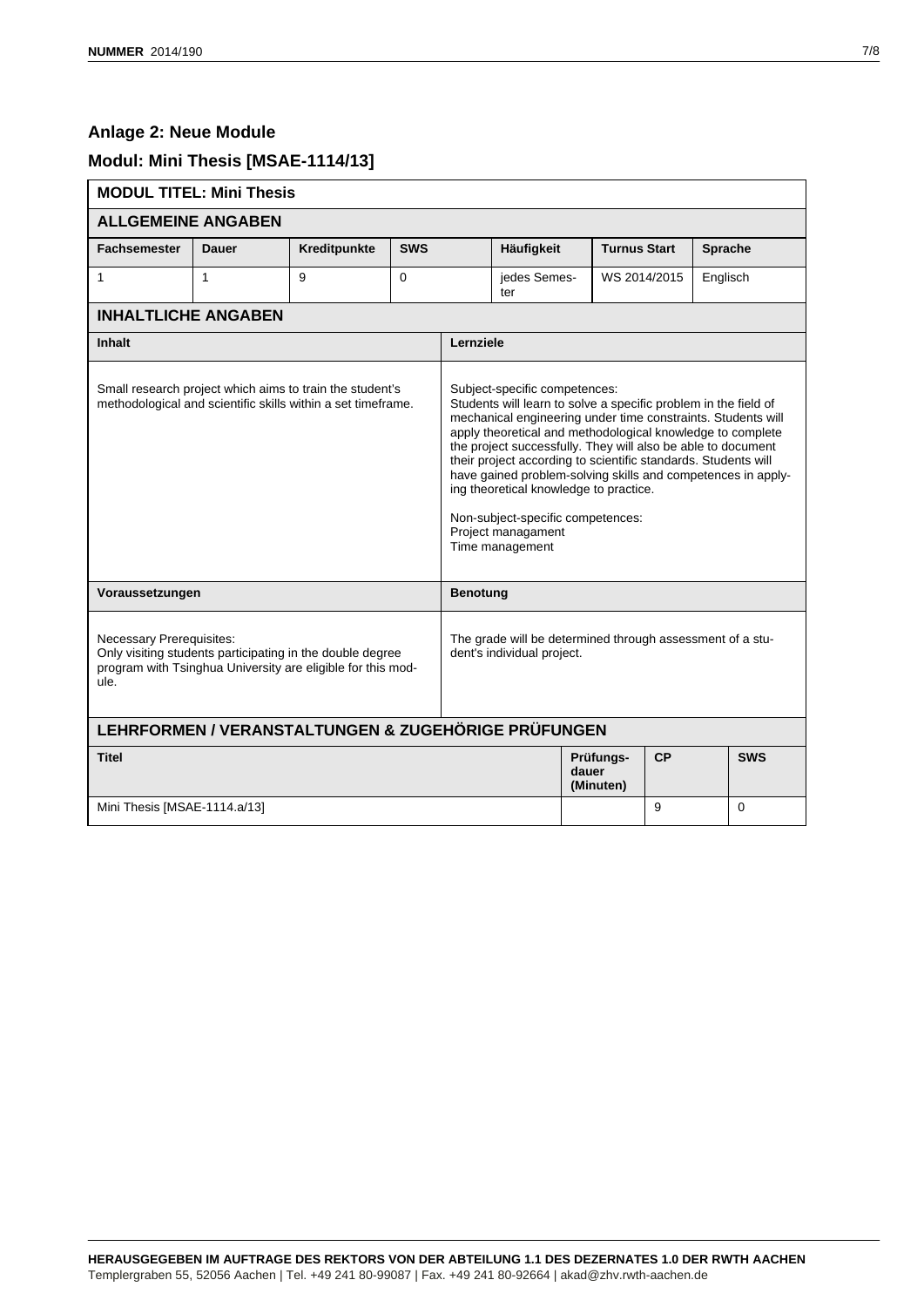## Anlage 2: Neue Module

## Modul: Mini Thesis [MSAE-1114/13]

**MODUL TITEL: Mini Thesis**

**ALLGEMEINE ANGABEN**

| Fachsemester | Dauer | Kreditpunkte | SWS | Häufigkeit | Turnus Start | Sprache |
|---|---|---|---|---|---|---|
| 1 | 1 | 9 | 0 | jedes Semester | WS 2014/2015 | Englisch |

**INHALTLICHE ANGABEN**

| Inhalt | Lernziele |
|---|---|
| Small research project which aims to train the student's methodological and scientific skills within a set timeframe. | Subject-specific competences:<br>Students will learn to solve a specific problem in the field of mechanical engineering under time constraints. Students will apply theoretical and methodological knowledge to complete the project successfully. They will also be able to document their project according to scientific standards. Students will have gained problem-solving skills and competences in applying theoretical knowledge to practice.<br><br>Non-subject-specific competences:<br>Project managament<br>Time management |

| Voraussetzungen | Benotung |
|---|---|
| Necessary Prerequisites:<br>Only visiting students participating in the double degree program with Tsinghua University are eligible for this module. | The grade will be determined through assessment of a student's individual project. |

**LEHRFORMEN / VERANSTALTUNGEN & ZUGEHÖRIGE PRÜFUNGEN**

| Titel | Prüfungsdauer (Minuten) | CP | SWS |
|---|---|---|---|
| Mini Thesis [MSAE-1114.a/13] | | 9 | 0 |

**HERAUSGEGEBEN IM AUFTRAGE DES REKTORS VON DER ABTEILUNG 1.1 DES DEZERNATES 1.0 DER RWTH AACHEN**
Templergraben 55, 52056 Aachen | Tel. +49 241 80-99087 | Fax. +49 241 80-92664 | akad@zhv.rwth-aachen.de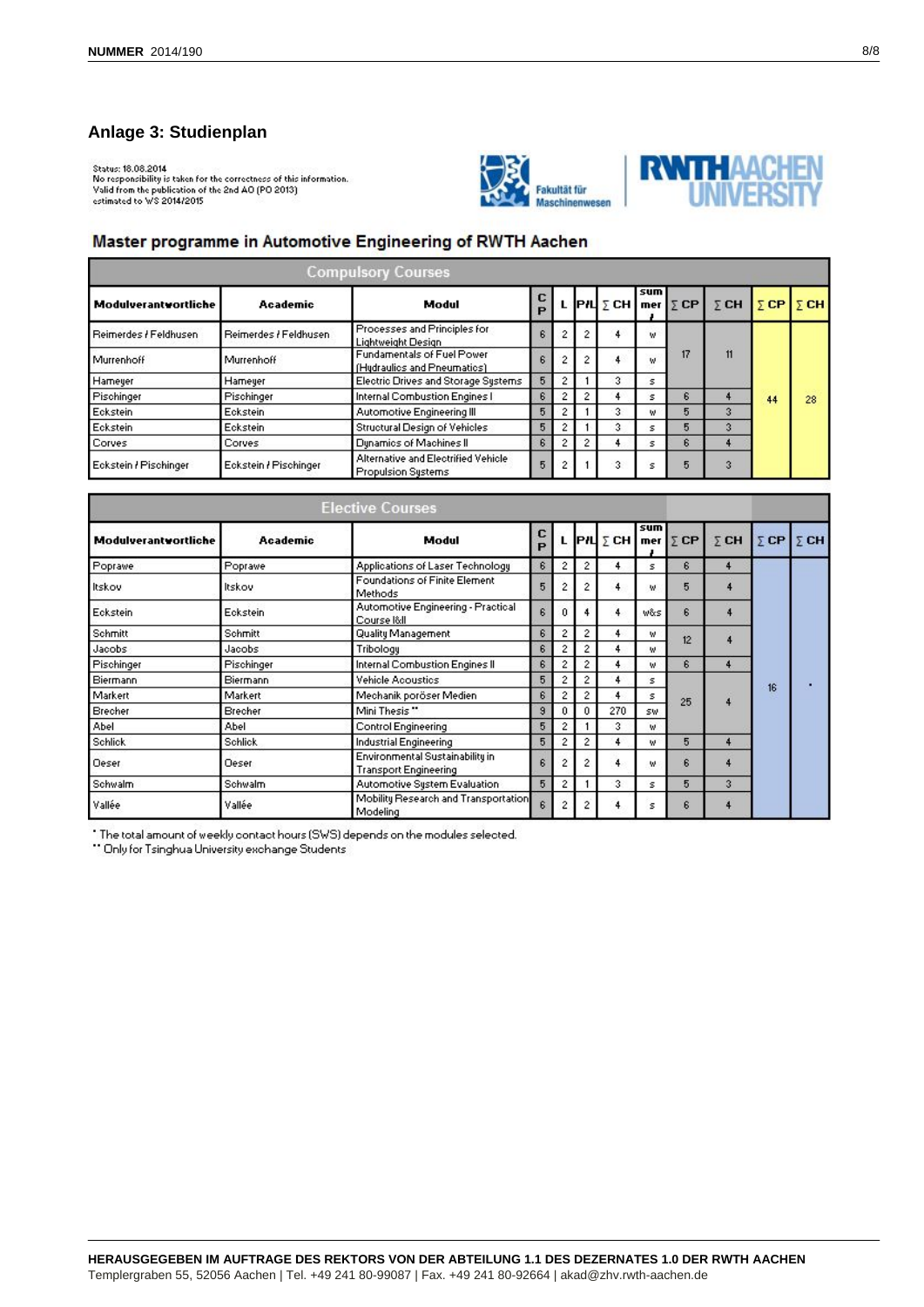## Anlage 3: Studienplan

Status: 18.08.2014
No responsibility is taken for the correctness of this information.
Valid from the publication of the 2nd AO (PO 2013)
estimated to WS 2014/2015

Fakultät für Maschinenwesen

RWTH AACHEN UNIVERSITY

### Master programme in Automotive Engineering of RWTH Aachen

| Compulsory Courses | | | | | | | | | | | |
|---|---|---|---|---|---|---|---|---|---|---|---|
| **Modulverantwortliche** | **Academic** | **Modul** | **CP** | **L** | **P/L** | **∑ CH** | **summer/** | **∑ CP** | **∑ CH** | **∑ CP** | **∑ CH** |
| Reimerdes / Feldhusen | Reimerdes / Feldhusen | Processes and Principles for Lightweight Design | 6 | 2 | 2 | 4 | w | 17 | 11 | 44 | 28 |
| Murrenhoff | Murrenhoff | Fundamentals of Fuel Power (Hydraulics and Pneumatics) | 6 | 2 | 2 | 4 | w | | | | |
| Hameyer | Hameyer | Electric Drives and Storage Systems | 5 | 2 | 1 | 3 | s | | | | |
| Pischinger | Pischinger | Internal Combustion Engines I | 6 | 2 | 2 | 4 | s | 6 | 4 | | |
| Eckstein | Eckstein | Automotive Engineering III | 5 | 2 | 1 | 3 | w | 5 | 3 | | |
| Eckstein | Eckstein | Structural Design of Vehicles | 5 | 2 | 1 | 3 | s | 5 | 3 | | |
| Corves | Corves | Dynamics of Machines II | 6 | 2 | 2 | 4 | s | 6 | 4 | | |
| Eckstein / Pischinger | Eckstein / Pischinger | Alternative and Electrified Vehicle Propulsion Systems | 5 | 2 | 1 | 3 | s | 5 | 3 | | |

| Elective Courses | | | | | | | | | | | |
|---|---|---|---|---|---|---|---|---|---|---|---|
| **Modulverantwortliche** | **Academic** | **Modul** | **CP** | **L** | **P/L** | **∑ CH** | **summer/** | **∑ CP** | **∑ CH** | **∑ CP** | **∑ CH** |
| Poprawe | Poprawe | Applications of Laser Technology | 6 | 2 | 2 | 4 | s | 6 | 4 | 16 | * |
| Itskov | Itskov | Foundations of Finite Element Methods | 5 | 2 | 2 | 4 | w | 5 | 4 | | |
| Eckstein | Eckstein | Automotive Engineering - Practical Course I&II | 6 | 0 | 4 | 4 | w&s | 6 | 4 | | |
| Schmitt | Schmitt | Quality Management | 6 | 2 | 2 | 4 | w | 12 | 4 | | |
| Jacobs | Jacobs | Tribology | 6 | 2 | 2 | 4 | w | | | | |
| Pischinger | Pischinger | Internal Combustion Engines II | 6 | 2 | 2 | 4 | w | 6 | 4 | | |
| Biermann | Biermann | Vehicle Acoustics | 5 | 2 | 2 | 4 | s | 25 | 4 | | |
| Markert | Markert | Mechanik poröser Medien | 6 | 2 | 2 | 4 | s | | | | |
| Brecher | Brecher | Mini Thesis ** | 9 | 0 | 0 | 270 | sw | | | | |
| Abel | Abel | Control Engineering | 5 | 2 | 1 | 3 | w | | | | |
| Schlick | Schlick | Industrial Engineering | 5 | 2 | 2 | 4 | w | 5 | 4 | | |
| Oeser | Oeser | Environmental Sustainability in Transport Engineering | 6 | 2 | 2 | 4 | w | 6 | 4 | | |
| Schwalm | Schwalm | Automotive System Evaluation | 5 | 2 | 1 | 3 | s | 5 | 3 | | |
| Vallée | Vallée | Mobility Research and Transportation Modeling | 6 | 2 | 2 | 4 | s | 6 | 4 | | |

* The total amount of weekly contact hours (SWS) depends on the modules selected.
** Only for Tsinghua University exchange Students